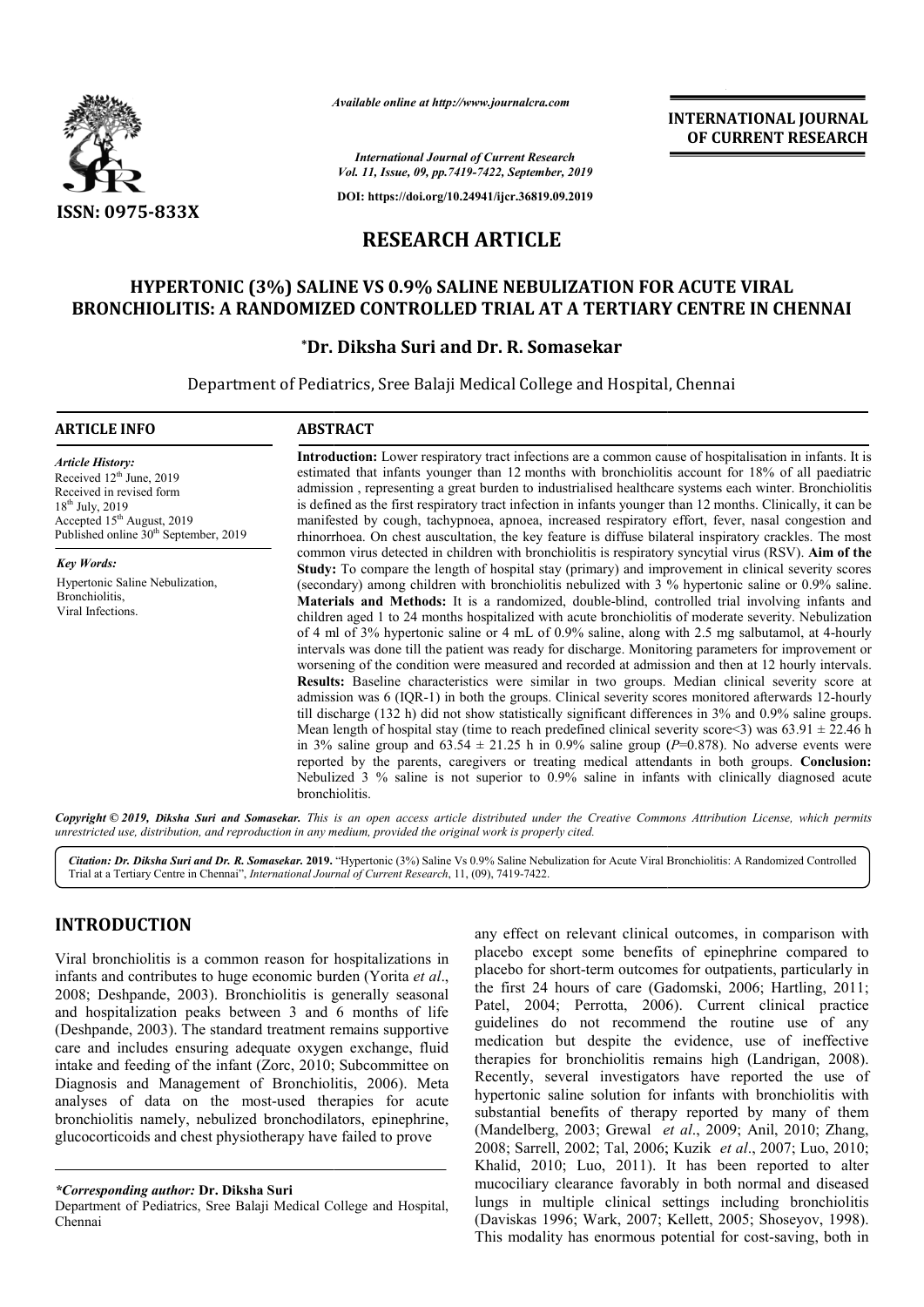# RESEARCH ARTICLE

## HYPERTONIC (3%) SALINE VS 0.9% SALINE NEBULIZATION FOR ACUTE VIRAL BRONCHIOLITIS: A RANDOMIZED CONTROLLED TRIAL AT A TERTIARY CENTRE IN CHENNAI

**\*Dr. Diksha Suri and Dr. R. Somasekar**

Department of Pediatrics, Sree Balaji Medical College and Hospital, Chennai

### ARTICLE INFO

*Article History:*
Received 12th June, 2019
Received in revised form 18th July, 2019
Accepted 15th August, 2019
Published online 30th September, 2019

*Key Words:*
Hypertonic Saline Nebulization, Bronchiolitis, Viral Infections.

### ABSTRACT

**Introduction:** Lower respiratory tract infections are a common cause of hospitalisation in infants. It is estimated that infants younger than 12 months with bronchiolitis account for 18% of all paediatric admission , representing a great burden to industrialised healthcare systems each winter. Bronchiolitis is defined as the first respiratory tract infection in infants younger than 12 months. Clinically, it can be manifested by cough, tachypnoea, apnoea, increased respiratory effort, fever, nasal congestion and rhinorrhoea. On chest auscultation, the key feature is diffuse bilateral inspiratory crackles. The most common virus detected in children with bronchiolitis is respiratory syncytial virus (RSV). **Aim of the Study:** To compare the length of hospital stay (primary) and improvement in clinical severity scores (secondary) among children with bronchiolitis nebulized with 3 % hypertonic saline or 0.9% saline. **Materials and Methods:** It is a randomized, double-blind, controlled trial involving infants and children aged 1 to 24 months hospitalized with acute bronchiolitis of moderate severity. Nebulization of 4 ml of 3% hypertonic saline or 4 mL of 0.9% saline, along with 2.5 mg salbutamol, at 4-hourly intervals was done till the patient was ready for discharge. Monitoring parameters for improvement or worsening of the condition were measured and recorded at admission and then at 12 hourly intervals. **Results:** Baseline characteristics were similar in two groups. Median clinical severity score at admission was 6 (IQR-1) in both the groups. Clinical severity scores monitored afterwards 12-hourly till discharge (132 h) did not show statistically significant differences in 3% and 0.9% saline groups. Mean length of hospital stay (time to reach predefined clinical severity score<3) was 63.91 ± 22.46 h in 3% saline group and 63.54 ± 21.25 h in 0.9% saline group ($P$=0.878). No adverse events were reported by the parents, caregivers or treating medical attendants in both groups. **Conclusion:** Nebulized 3 % saline is not superior to 0.9% saline in infants with clinically diagnosed acute bronchiolitis.

*Copyright © 2019, Diksha Suri and Somasekar. This is an open access article distributed under the Creative Commons Attribution License, which permits unrestricted use, distribution, and reproduction in any medium, provided the original work is properly cited.*

*Citation: Dr. Diksha Suri and Dr. R. Somasekar.* **2019.** "Hypertonic (3%) Saline Vs 0.9% Saline Nebulization for Acute Viral Bronchiolitis: A Randomized Controlled Trial at a Tertiary Centre in Chennai", *International Journal of Current Research*, 11, (09), 7419-7422.

## INTRODUCTION

Viral bronchiolitis is a common reason for hospitalizations in infants and contributes to huge economic burden (Yorita *et al*., 2008; Deshpande, 2003). Bronchiolitis is generally seasonal and hospitalization peaks between 3 and 6 months of life (Deshpande, 2003). The standard treatment remains supportive care and includes ensuring adequate oxygen exchange, fluid intake and feeding of the infant (Zorc, 2010; Subcommittee on Diagnosis and Management of Bronchiolitis, 2006). Meta analyses of data on the most-used therapies for acute bronchiolitis namely, nebulized bronchodilators, epinephrine, glucocorticoids and chest physiotherapy have failed to prove any effect on relevant clinical outcomes, in comparison with placebo except some benefits of epinephrine compared to placebo for short-term outcomes for outpatients, particularly in the first 24 hours of care (Gadomski, 2006; Hartling, 2011; Patel, 2004; Perrotta, 2006). Current clinical practice guidelines do not recommend the routine use of any medication but despite the evidence, use of ineffective therapies for bronchiolitis remains high (Landrigan, 2008). Recently, several investigators have reported the use of hypertonic saline solution for infants with bronchiolitis with substantial benefits of therapy reported by many of them (Mandelberg, 2003; Grewal *et al*., 2009; Anil, 2010; Zhang, 2008; Sarrell, 2002; Tal, 2006; Kuzik *et al*., 2007; Luo, 2010; Khalid, 2010; Luo, 2011). It has been reported to alter mucociliary clearance favorably in both normal and diseased lungs in multiple clinical settings including bronchiolitis (Daviskas 1996; Wark, 2007; Kellett, 2005; Shoseyov, 1998). This modality has enormous potential for cost-saving, both in

---

*\*Corresponding author:* **Dr. Diksha Suri**
Department of Pediatrics, Sree Balaji Medical College and Hospital, Chennai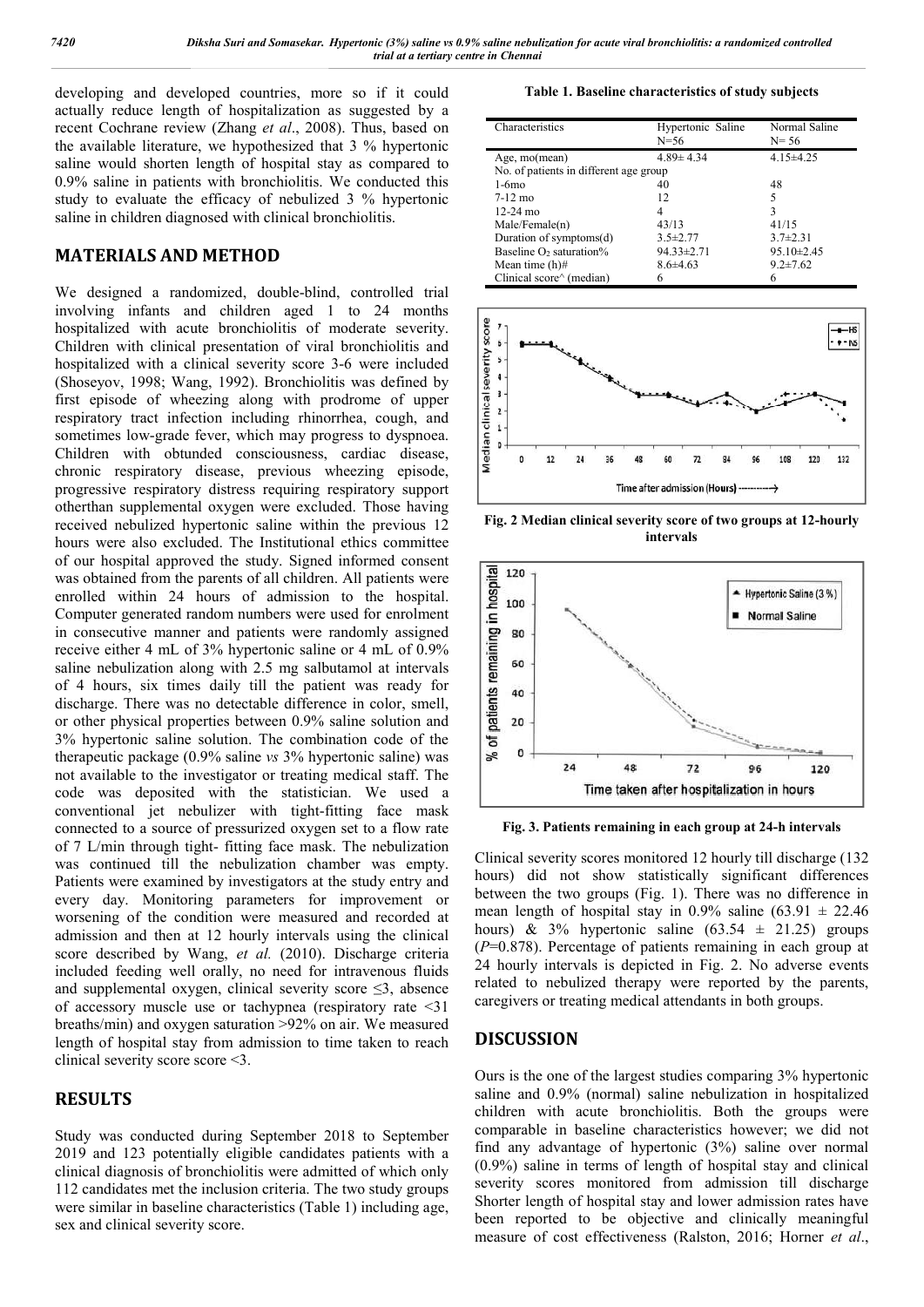developing and developed countries, more so if it could actually reduce length of hospitalization as suggested by a recent Cochrane review (Zhang *et al*., 2008). Thus, based on the available literature, we hypothesized that 3 % hypertonic saline would shorten length of hospital stay as compared to 0.9% saline in patients with bronchiolitis. We conducted this study to evaluate the efficacy of nebulized 3 % hypertonic saline in children diagnosed with clinical bronchiolitis.

## MATERIALS AND METHOD

We designed a randomized, double-blind, controlled trial involving infants and children aged 1 to 24 months hospitalized with acute bronchiolitis of moderate severity. Children with clinical presentation of viral bronchiolitis and hospitalized with a clinical severity score 3-6 were included (Shoseyov, 1998; Wang, 1992). Bronchiolitis was defined by first episode of wheezing along with prodrome of upper respiratory tract infection including rhinorrhea, cough, and sometimes low-grade fever, which may progress to dyspnoea. Children with obtunded consciousness, cardiac disease, chronic respiratory disease, previous wheezing episode, progressive respiratory distress requiring respiratory support otherthan supplemental oxygen were excluded. Those having received nebulized hypertonic saline within the previous 12 hours were also excluded. The Institutional ethics committee of our hospital approved the study. Signed informed consent was obtained from the parents of all children. All patients were enrolled within 24 hours of admission to the hospital. Computer generated random numbers were used for enrolment in consecutive manner and patients were randomly assigned receive either 4 mL of 3% hypertonic saline or 4 mL of 0.9% saline nebulization along with 2.5 mg salbutamol at intervals of 4 hours, six times daily till the patient was ready for discharge. There was no detectable difference in color, smell, or other physical properties between 0.9% saline solution and 3% hypertonic saline solution. The combination code of the therapeutic package (0.9% saline *vs* 3% hypertonic saline) was not available to the investigator or treating medical staff. The code was deposited with the statistician. We used a conventional jet nebulizer with tight-fitting face mask connected to a source of pressurized oxygen set to a flow rate of 7 L/min through tight- fitting face mask. The nebulization was continued till the nebulization chamber was empty. Patients were examined by investigators at the study entry and every day. Monitoring parameters for improvement or worsening of the condition were measured and recorded at admission and then at 12 hourly intervals using the clinical score described by Wang, *et al.* (2010). Discharge criteria included feeding well orally, no need for intravenous fluids and supplemental oxygen, clinical severity score ≤3, absence of accessory muscle use or tachypnea (respiratory rate <31 breaths/min) and oxygen saturation >92% on air. We measured length of hospital stay from admission to time taken to reach clinical severity score score <3.

## RESULTS

Study was conducted during September 2018 to September 2019 and 123 potentially eligible candidates patients with a clinical diagnosis of bronchiolitis were admitted of which only 112 candidates met the inclusion criteria. The two study groups were similar in baseline characteristics (Table 1) including age, sex and clinical severity score.

**Table 1. Baseline characteristics of study subjects**

| Characteristics | Hypertonic Saline N=56 | Normal Saline N= 56 |
|---|---|---|
| Age, mo(mean) | 4.89± 4.34 | 4.15±4.25 |
| No. of patients in different age group | | |
| 1-6mo | 40 | 48 |
| 7-12 mo | 12 | 5 |
| 12-24 mo | 4 | 3 |
| Male/Female(n) | 43/13 | 41/15 |
| Duration of symptoms(d) | 3.5±2.77 | 3.7±2.31 |
| Baseline $O_2$ saturation% | 94.33±2.71 | 95.10±2.45 |
| Mean time (h)# | 8.6±4.63 | 9.2±7.62 |
| Clinical score^ (median) | 6 | 6 |

**Fig. 2 Median clinical severity score of two groups at 12-hourly intervals**

**Fig. 3. Patients remaining in each group at 24-h intervals**

Clinical severity scores monitored 12 hourly till discharge (132 hours) did not show statistically significant differences between the two groups (Fig. 1). There was no difference in mean length of hospital stay in 0.9% saline (63.91 ± 22.46 hours) & 3% hypertonic saline (63.54 ± 21.25) groups (*P*=0.878). Percentage of patients remaining in each group at 24 hourly intervals is depicted in Fig. 2. No adverse events related to nebulized therapy were reported by the parents, caregivers or treating medical attendants in both groups.

## DISCUSSION

Ours is the one of the largest studies comparing 3% hypertonic saline and 0.9% (normal) saline nebulization in hospitalized children with acute bronchiolitis. Both the groups were comparable in baseline characteristics however; we did not find any advantage of hypertonic (3%) saline over normal (0.9%) saline in terms of length of hospital stay and clinical severity scores monitored from admission till discharge Shorter length of hospital stay and lower admission rates have been reported to be objective and clinically meaningful measure of cost effectiveness (Ralston, 2016; Horner *et al*.,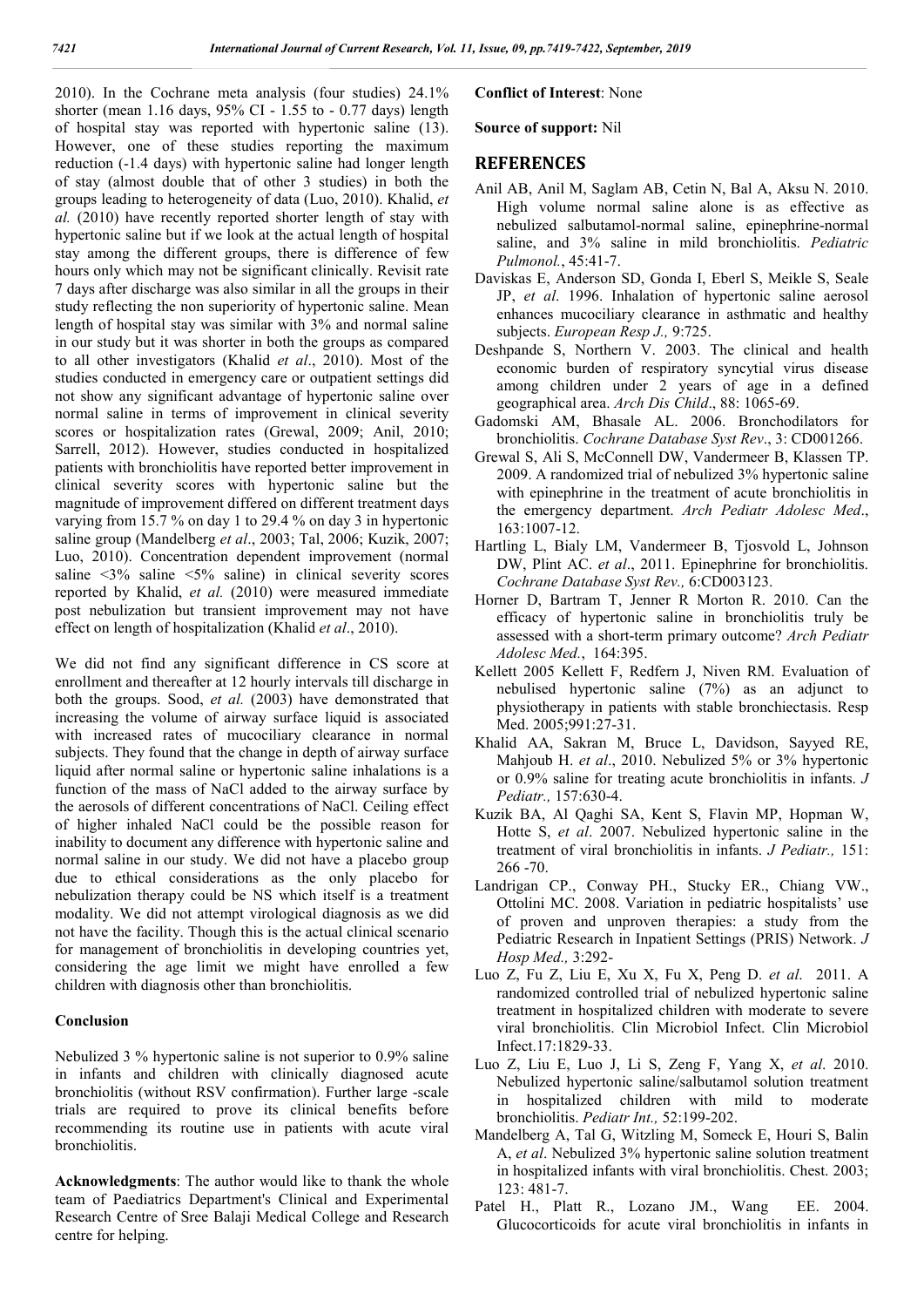2010). In the Cochrane meta analysis (four studies) 24.1% shorter (mean 1.16 days, 95% CI - 1.55 to - 0.77 days) length of hospital stay was reported with hypertonic saline (13). However, one of these studies reporting the maximum reduction (-1.4 days) with hypertonic saline had longer length of stay (almost double that of other 3 studies) in both the groups leading to heterogeneity of data (Luo, 2010). Khalid, *et al.* (2010) have recently reported shorter length of stay with hypertonic saline but if we look at the actual length of hospital stay among the different groups, there is difference of few hours only which may not be significant clinically. Revisit rate 7 days after discharge was also similar in all the groups in their study reflecting the non superiority of hypertonic saline. Mean length of hospital stay was similar with 3% and normal saline in our study but it was shorter in both the groups as compared to all other investigators (Khalid *et al*., 2010). Most of the studies conducted in emergency care or outpatient settings did not show any significant advantage of hypertonic saline over normal saline in terms of improvement in clinical severity scores or hospitalization rates (Grewal, 2009; Anil, 2010; Sarrell, 2012). However, studies conducted in hospitalized patients with bronchiolitis have reported better improvement in clinical severity scores with hypertonic saline but the magnitude of improvement differed on different treatment days varying from 15.7 % on day 1 to 29.4 % on day 3 in hypertonic saline group (Mandelberg *et al*., 2003; Tal, 2006; Kuzik, 2007; Luo, 2010). Concentration dependent improvement (normal saline <3% saline <5% saline) in clinical severity scores reported by Khalid, *et al.* (2010) were measured immediate post nebulization but transient improvement may not have effect on length of hospitalization (Khalid *et al*., 2010).

We did not find any significant difference in CS score at enrollment and thereafter at 12 hourly intervals till discharge in both the groups. Sood, *et al.* (2003) have demonstrated that increasing the volume of airway surface liquid is associated with increased rates of mucociliary clearance in normal subjects. They found that the change in depth of airway surface liquid after normal saline or hypertonic saline inhalations is a function of the mass of NaCl added to the airway surface by the aerosols of different concentrations of NaCl. Ceiling effect of higher inhaled NaCl could be the possible reason for inability to document any difference with hypertonic saline and normal saline in our study. We did not have a placebo group due to ethical considerations as the only placebo for nebulization therapy could be NS which itself is a treatment modality. We did not attempt virological diagnosis as we did not have the facility. Though this is the actual clinical scenario for management of bronchiolitis in developing countries yet, considering the age limit we might have enrolled a few children with diagnosis other than bronchiolitis.

### Conclusion

Nebulized 3 % hypertonic saline is not superior to 0.9% saline in infants and children with clinically diagnosed acute bronchiolitis (without RSV confirmation). Further large -scale trials are required to prove its clinical benefits before recommending its routine use in patients with acute viral bronchiolitis.

**Acknowledgments**: The author would like to thank the whole team of Paediatrics Department's Clinical and Experimental Research Centre of Sree Balaji Medical College and Research centre for helping.

**Conflict of Interest**: None

**Source of support:** Nil

## REFERENCES

Anil AB, Anil M, Saglam AB, Cetin N, Bal A, Aksu N. 2010. High volume normal saline alone is as effective as nebulized salbutamol-normal saline, epinephrine-normal saline, and 3% saline in mild bronchiolitis. *Pediatric Pulmonol.*, 45:41-7.

Daviskas E, Anderson SD, Gonda I, Eberl S, Meikle S, Seale JP, *et al*. 1996. Inhalation of hypertonic saline aerosol enhances mucociliary clearance in asthmatic and healthy subjects. *European Resp J.,* 9:725.

Deshpande S, Northern V. 2003. The clinical and health economic burden of respiratory syncytial virus disease among children under 2 years of age in a defined geographical area. *Arch Dis Child*., 88: 1065-69.

Gadomski AM, Bhasale AL. 2006. Bronchodilators for bronchiolitis. *Cochrane Database Syst Rev*., 3: CD001266.

Grewal S, Ali S, McConnell DW, Vandermeer B, Klassen TP. 2009. A randomized trial of nebulized 3% hypertonic saline with epinephrine in the treatment of acute bronchiolitis in the emergency department. *Arch Pediatr Adolesc Med*., 163:1007-12.

Hartling L, Bialy LM, Vandermeer B, Tjosvold L, Johnson DW, Plint AC. *et al*., 2011. Epinephrine for bronchiolitis. *Cochrane Database Syst Rev.,* 6:CD003123.

Horner D, Bartram T, Jenner R Morton R. 2010. Can the efficacy of hypertonic saline in bronchiolitis truly be assessed with a short-term primary outcome? *Arch Pediatr Adolesc Med.*, 164:395.

Kellett 2005 Kellett F, Redfern J, Niven RM. Evaluation of nebulised hypertonic saline (7%) as an adjunct to physiotherapy in patients with stable bronchiectasis. Resp Med. 2005;991:27-31.

Khalid AA, Sakran M, Bruce L, Davidson, Sayyed RE, Mahjoub H. *et al*., 2010. Nebulized 5% or 3% hypertonic or 0.9% saline for treating acute bronchiolitis in infants. *J Pediatr.,* 157:630-4.

Kuzik BA, Al Qaghi SA, Kent S, Flavin MP, Hopman W, Hotte S, *et al*. 2007. Nebulized hypertonic saline in the treatment of viral bronchiolitis in infants. *J Pediatr.,* 151: 266 -70.

Landrigan CP., Conway PH., Stucky ER., Chiang VW., Ottolini MC. 2008. Variation in pediatric hospitalists' use of proven and unproven therapies: a study from the Pediatric Research in Inpatient Settings (PRIS) Network. *J Hosp Med.,* 3:292-

Luo Z, Fu Z, Liu E, Xu X, Fu X, Peng D. *et al*. 2011. A randomized controlled trial of nebulized hypertonic saline treatment in hospitalized children with moderate to severe viral bronchiolitis. Clin Microbiol Infect. Clin Microbiol Infect.17:1829-33.

Luo Z, Liu E, Luo J, Li S, Zeng F, Yang X, *et al*. 2010. Nebulized hypertonic saline/salbutamol solution treatment in hospitalized children with mild to moderate bronchiolitis. *Pediatr Int.,* 52:199-202.

Mandelberg A, Tal G, Witzling M, Someck E, Houri S, Balin A, *et al*. Nebulized 3% hypertonic saline solution treatment in hospitalized infants with viral bronchiolitis. Chest. 2003; 123: 481-7.

Patel H., Platt R., Lozano JM., Wang EE. 2004. Glucocorticoids for acute viral bronchiolitis in infants in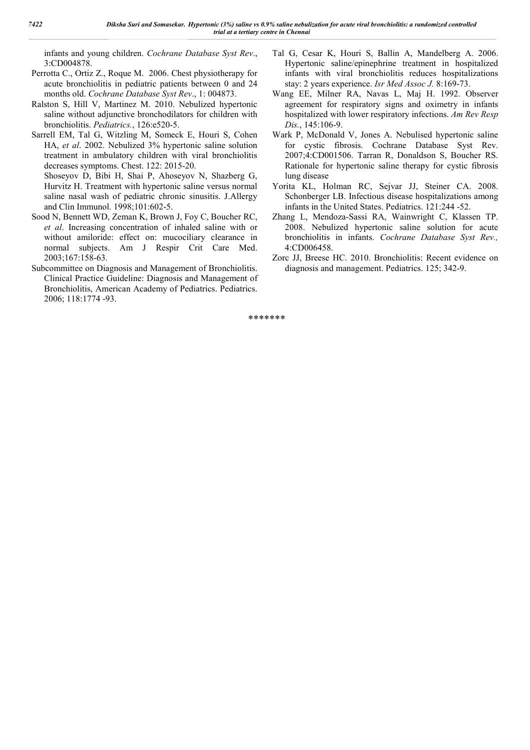infants and young children. *Cochrane Database Syst Rev*., 3:CD004878.

Perrotta C., Ortiz Z., Roque M. 2006. Chest physiotherapy for acute bronchiolitis in pediatric patients between 0 and 24 months old. *Cochrane Database Syst Rev*., 1: 004873.

Ralston S, Hill V, Martinez M. 2010. Nebulized hypertonic saline without adjunctive bronchodilators for children with bronchiolitis. *Pediatrics.*, 126:e520-5.

Sarrell EM, Tal G, Witzling M, Someck E, Houri S, Cohen HA, *et al*. 2002. Nebulized 3% hypertonic saline solution treatment in ambulatory children with viral bronchiolitis decreases symptoms. Chest. 122: 2015-20.
Shoseyov D, Bibi H, Shai P, Ahoseyov N, Shazberg G, Hurvitz H. Treatment with hypertonic saline versus normal saline nasal wash of pediatric chronic sinusitis. J.Allergy and Clin Immunol. 1998;101:602-5.

Sood N, Bennett WD, Zeman K, Brown J, Foy C, Boucher RC, *et al*. Increasing concentration of inhaled saline with or without amiloride: effect on: mucociliary clearance in normal subjects. Am J Respir Crit Care Med. 2003;167:158-63.

Subcommittee on Diagnosis and Management of Bronchiolitis. Clinical Practice Guideline: Diagnosis and Management of Bronchiolitis, American Academy of Pediatrics. Pediatrics. 2006; 118:1774 -93.

Tal G, Cesar K, Houri S, Ballin A, Mandelberg A. 2006. Hypertonic saline/epinephrine treatment in hospitalized infants with viral bronchiolitis reduces hospitalizations stay: 2 years experience. *Isr Med Assoc J.* 8:169-73.

Wang EE, Milner RA, Navas L, Maj H. 1992. Observer agreement for respiratory signs and oximetry in infants hospitalized with lower respiratory infections. *Am Rev Resp Dis.*, 145:106-9.

Wark P, McDonald V, Jones A. Nebulised hypertonic saline for cystic fibrosis. Cochrane Database Syst Rev. 2007;4:CD001506. Tarran R, Donaldson S, Boucher RS. Rationale for hypertonic saline therapy for cystic fibrosis lung disease

Yorita KL, Holman RC, Sejvar JJ, Steiner CA. 2008. Schonberger LB. Infectious disease hospitalizations among infants in the United States. Pediatrics. 121:244 -52.

Zhang L, Mendoza-Sassi RA, Wainwright C, Klassen TP. 2008. Nebulized hypertonic saline solution for acute bronchiolitis in infants. *Cochrane Database Syst Rev.,* 4:CD006458.

Zorc JJ, Breese HC. 2010. Bronchiolitis: Recent evidence on diagnosis and management. Pediatrics. 125; 342-9.

*******